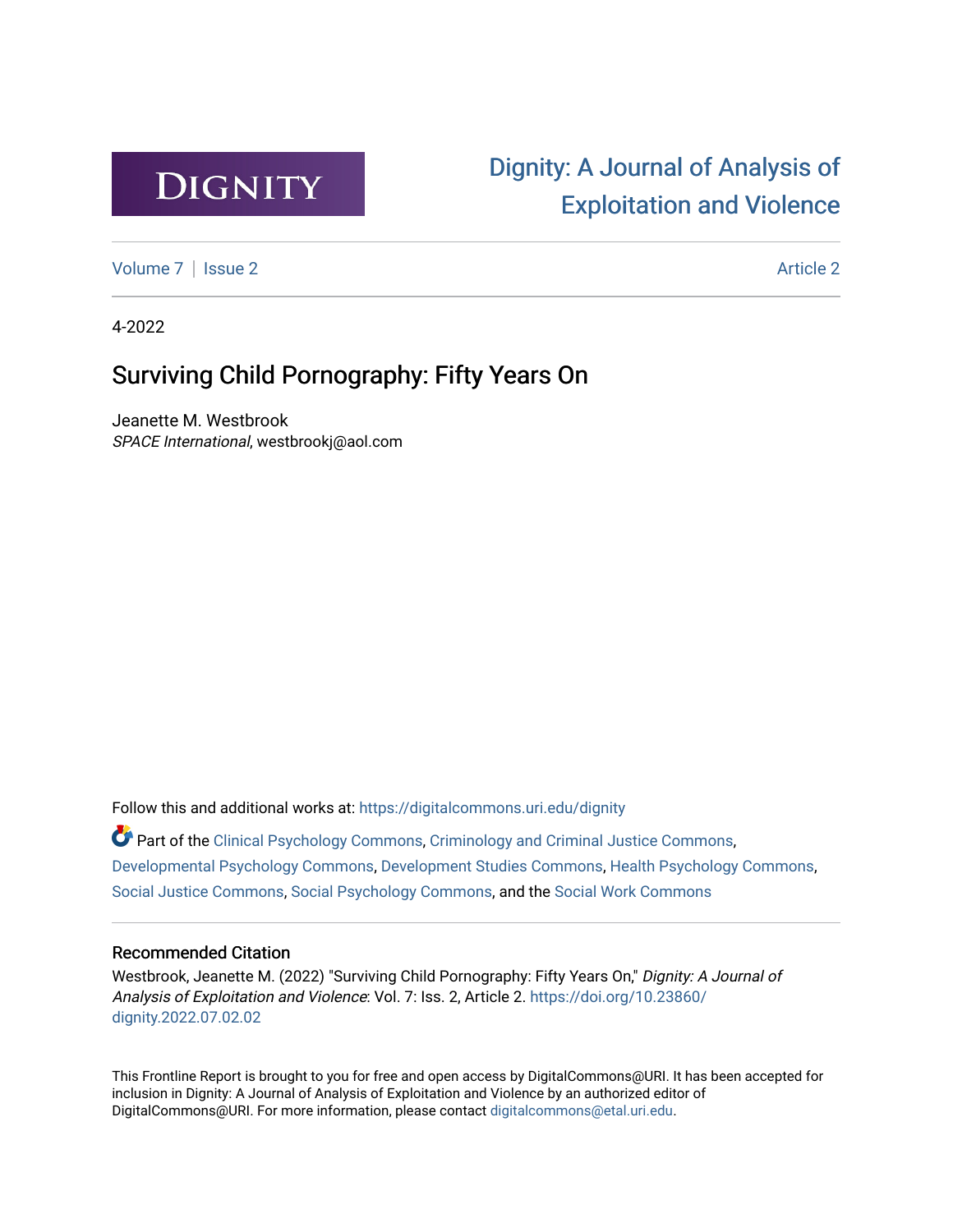DIGNITY

[Dignity: A Journal of Analysis of Exploitation and Violence](https://digitalcommons.uri.edu/dignity)

Volume 7 | Issue 2 Article 2

4-2022

# Surviving Child Pornography: Fifty Years On

Jeanette M. Westbrook
*SPACE International*, westbrookj@aol.com

Follow this and additional works at: https://digitalcommons.uri.edu/dignity

Part of the Clinical Psychology Commons, Criminology and Criminal Justice Commons, Developmental Psychology Commons, Development Studies Commons, Health Psychology Commons, Social Justice Commons, Social Psychology Commons, and the Social Work Commons

## Recommended Citation

Westbrook, Jeanette M. (2022) "Surviving Child Pornography: Fifty Years On," *Dignity: A Journal of Analysis of Exploitation and Violence*: Vol. 7: Iss. 2, Article 2. https://doi.org/10.23860/dignity.2022.07.02.02

This Frontline Report is brought to you for free and open access by DigitalCommons@URI. It has been accepted for inclusion in Dignity: A Journal of Analysis of Exploitation and Violence by an authorized editor of DigitalCommons@URI. For more information, please contact digitalcommons@etal.uri.edu.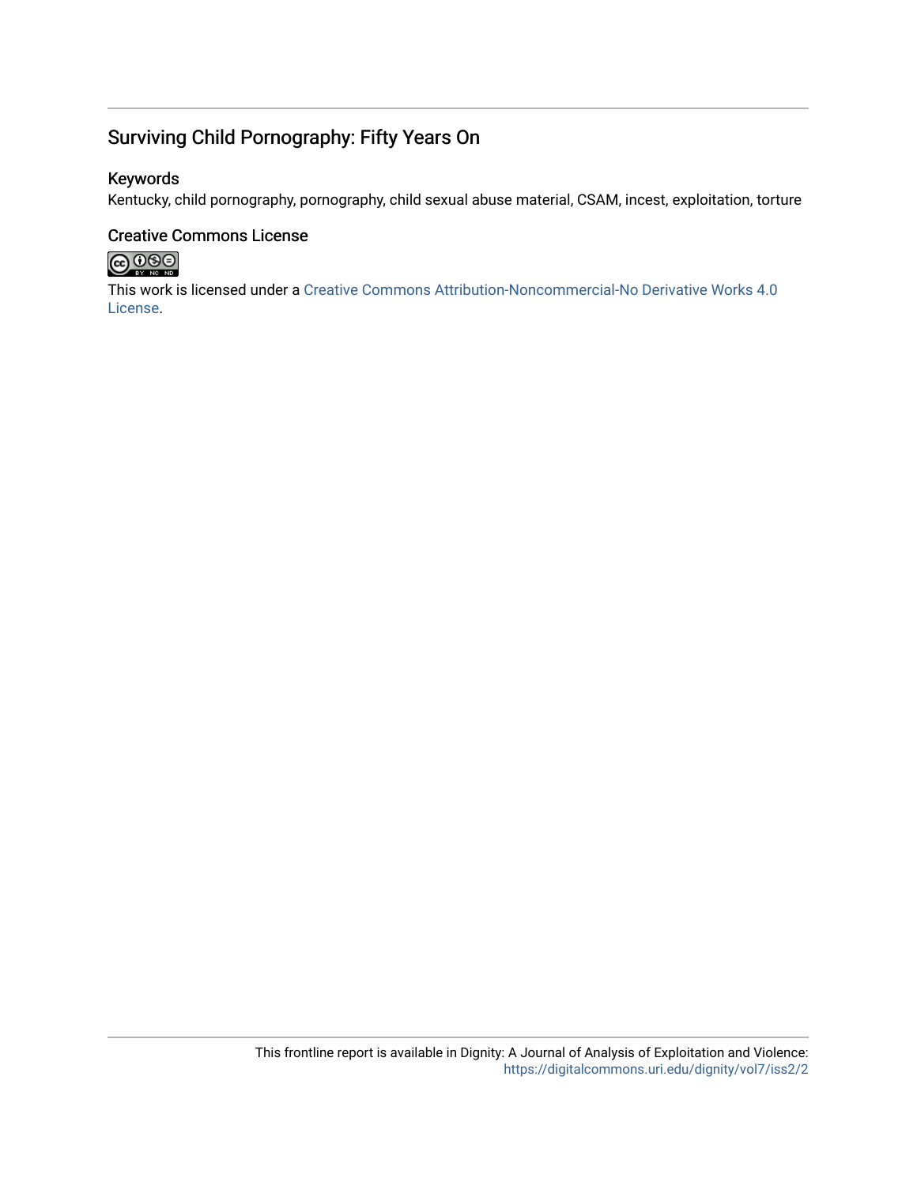## Surviving Child Pornography: Fifty Years On

### Keywords

Kentucky, child pornography, pornography, child sexual abuse material, CSAM, incest, exploitation, torture

### Creative Commons License

This work is licensed under a Creative Commons Attribution-Noncommercial-No Derivative Works 4.0 License.

This frontline report is available in Dignity: A Journal of Analysis of Exploitation and Violence: https://digitalcommons.uri.edu/dignity/vol7/iss2/2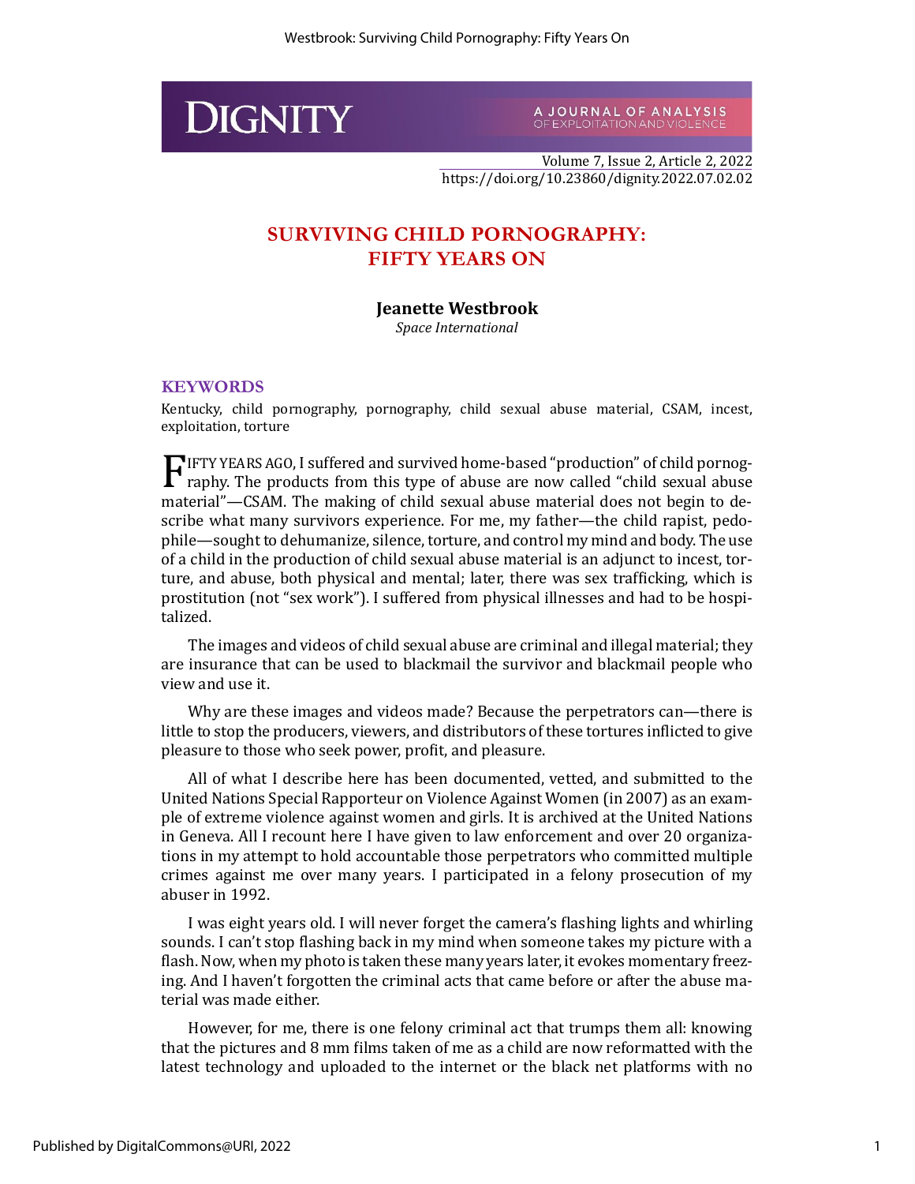# SURVIVING CHILD PORNOGRAPHY: FIFTY YEARS ON

**Jeanette Westbrook**

*Space International*

### KEYWORDS

Kentucky, child pornography, pornography, child sexual abuse material, CSAM, incest, exploitation, torture

FIFTY YEARS AGO, I suffered and survived home-based "production" of child pornography. The products from this type of abuse are now called "child sexual abuse material"—CSAM. The making of child sexual abuse material does not begin to describe what many survivors experience. For me, my father—the child rapist, pedophile—sought to dehumanize, silence, torture, and control my mind and body. The use of a child in the production of child sexual abuse material is an adjunct to incest, torture, and abuse, both physical and mental; later, there was sex trafficking, which is prostitution (not "sex work"). I suffered from physical illnesses and had to be hospitalized.

The images and videos of child sexual abuse are criminal and illegal material; they are insurance that can be used to blackmail the survivor and blackmail people who view and use it.

Why are these images and videos made? Because the perpetrators can—there is little to stop the producers, viewers, and distributors of these tortures inflicted to give pleasure to those who seek power, profit, and pleasure.

All of what I describe here has been documented, vetted, and submitted to the United Nations Special Rapporteur on Violence Against Women (in 2007) as an example of extreme violence against women and girls. It is archived at the United Nations in Geneva. All I recount here I have given to law enforcement and over 20 organizations in my attempt to hold accountable those perpetrators who committed multiple crimes against me over many years. I participated in a felony prosecution of my abuser in 1992.

I was eight years old. I will never forget the camera's flashing lights and whirling sounds. I can't stop flashing back in my mind when someone takes my picture with a flash. Now, when my photo is taken these many years later, it evokes momentary freezing. And I haven't forgotten the criminal acts that came before or after the abuse material was made either.

However, for me, there is one felony criminal act that trumps them all: knowing that the pictures and 8 mm films taken of me as a child are now reformatted with the latest technology and uploaded to the internet or the black net platforms with no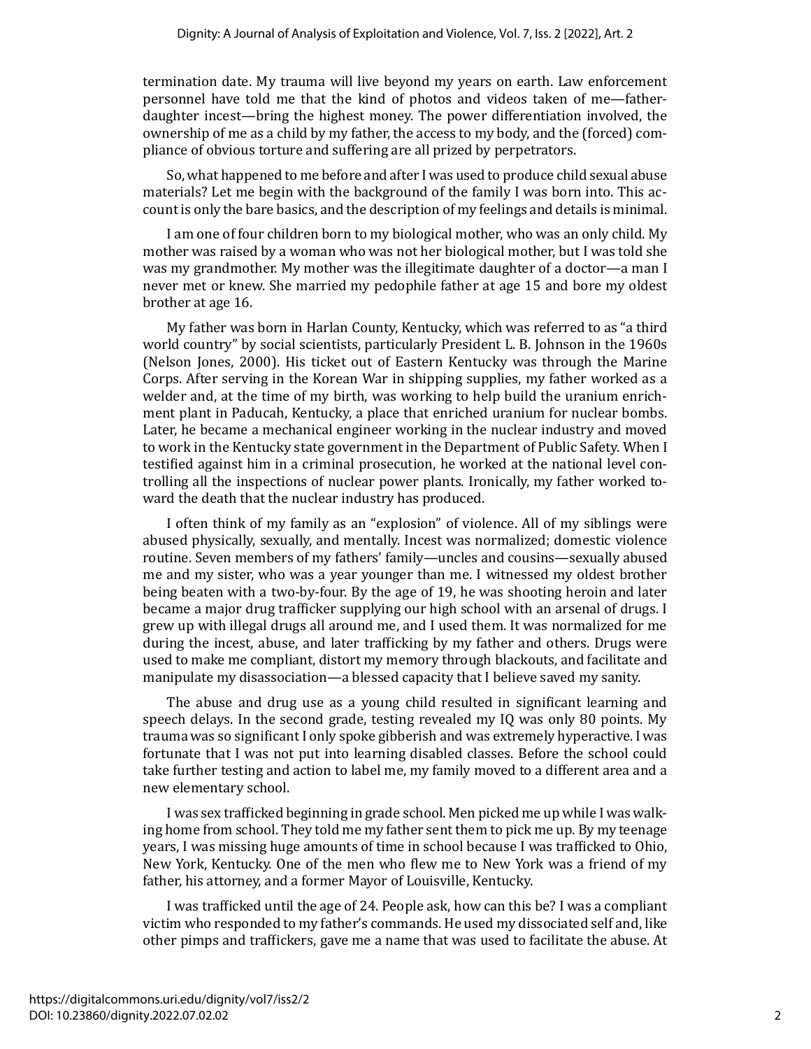termination date. My trauma will live beyond my years on earth. Law enforcement personnel have told me that the kind of photos and videos taken of me—father-daughter incest—bring the highest money. The power differentiation involved, the ownership of me as a child by my father, the access to my body, and the (forced) compliance of obvious torture and suffering are all prized by perpetrators.

So, what happened to me before and after I was used to produce child sexual abuse materials? Let me begin with the background of the family I was born into. This account is only the bare basics, and the description of my feelings and details is minimal.

I am one of four children born to my biological mother, who was an only child. My mother was raised by a woman who was not her biological mother, but I was told she was my grandmother. My mother was the illegitimate daughter of a doctor—a man I never met or knew. She married my pedophile father at age 15 and bore my oldest brother at age 16.

My father was born in Harlan County, Kentucky, which was referred to as "a third world country" by social scientists, particularly President L. B. Johnson in the 1960s (Nelson Jones, 2000). His ticket out of Eastern Kentucky was through the Marine Corps. After serving in the Korean War in shipping supplies, my father worked as a welder and, at the time of my birth, was working to help build the uranium enrichment plant in Paducah, Kentucky, a place that enriched uranium for nuclear bombs. Later, he became a mechanical engineer working in the nuclear industry and moved to work in the Kentucky state government in the Department of Public Safety. When I testified against him in a criminal prosecution, he worked at the national level controlling all the inspections of nuclear power plants. Ironically, my father worked toward the death that the nuclear industry has produced.

I often think of my family as an "explosion" of violence. All of my siblings were abused physically, sexually, and mentally. Incest was normalized; domestic violence routine. Seven members of my fathers' family—uncles and cousins—sexually abused me and my sister, who was a year younger than me. I witnessed my oldest brother being beaten with a two-by-four. By the age of 19, he was shooting heroin and later became a major drug trafficker supplying our high school with an arsenal of drugs. I grew up with illegal drugs all around me, and I used them. It was normalized for me during the incest, abuse, and later trafficking by my father and others. Drugs were used to make me compliant, distort my memory through blackouts, and facilitate and manipulate my disassociation—a blessed capacity that I believe saved my sanity.

The abuse and drug use as a young child resulted in significant learning and speech delays. In the second grade, testing revealed my IQ was only 80 points. My trauma was so significant I only spoke gibberish and was extremely hyperactive. I was fortunate that I was not put into learning disabled classes. Before the school could take further testing and action to label me, my family moved to a different area and a new elementary school.

I was sex trafficked beginning in grade school. Men picked me up while I was walking home from school. They told me my father sent them to pick me up. By my teenage years, I was missing huge amounts of time in school because I was trafficked to Ohio, New York, Kentucky. One of the men who flew me to New York was a friend of my father, his attorney, and a former Mayor of Louisville, Kentucky.

I was trafficked until the age of 24. People ask, how can this be? I was a compliant victim who responded to my father's commands. He used my dissociated self and, like other pimps and traffickers, gave me a name that was used to facilitate the abuse. At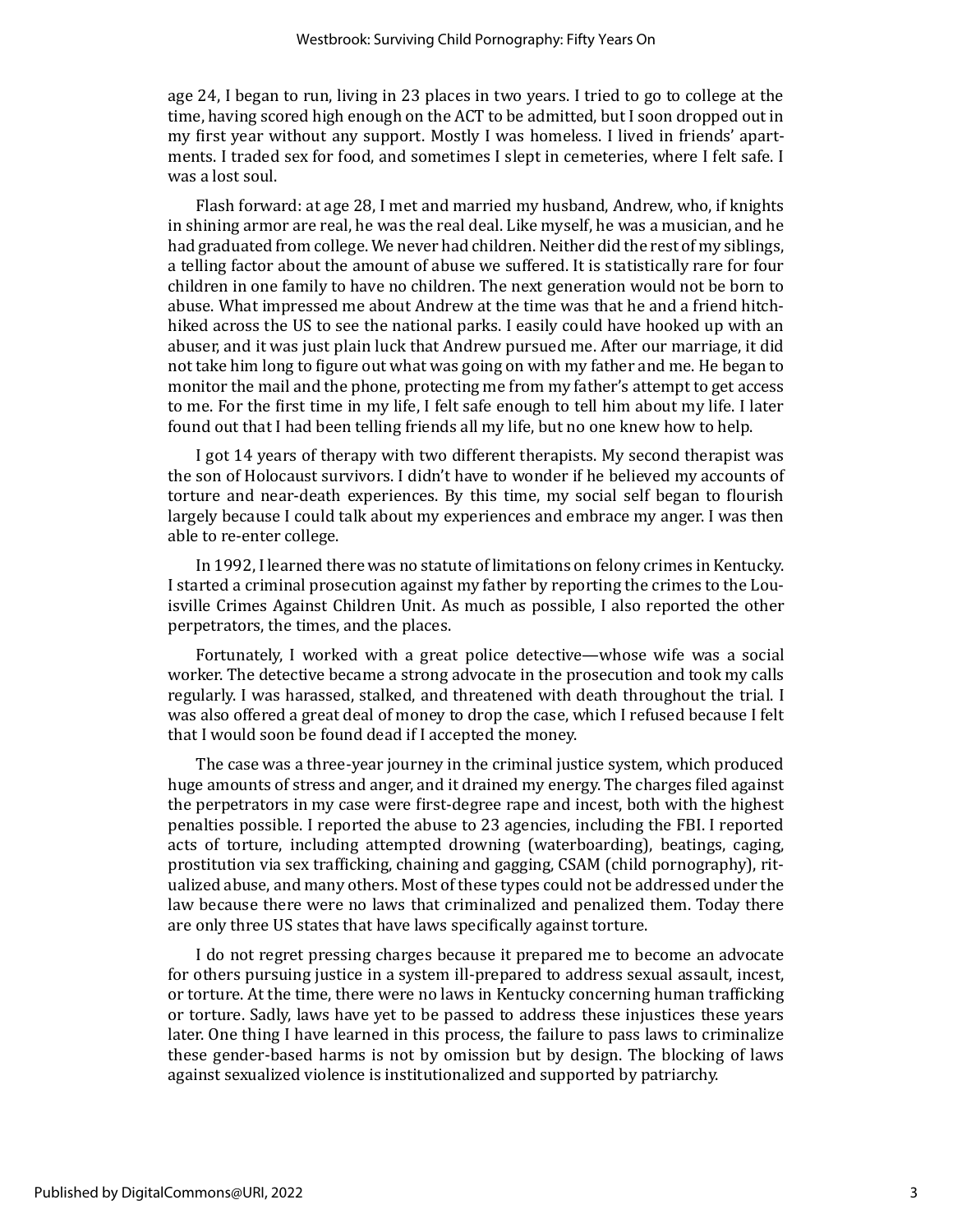age 24, I began to run, living in 23 places in two years. I tried to go to college at the time, having scored high enough on the ACT to be admitted, but I soon dropped out in my first year without any support. Mostly I was homeless. I lived in friends' apartments. I traded sex for food, and sometimes I slept in cemeteries, where I felt safe. I was a lost soul.

Flash forward: at age 28, I met and married my husband, Andrew, who, if knights in shining armor are real, he was the real deal. Like myself, he was a musician, and he had graduated from college. We never had children. Neither did the rest of my siblings, a telling factor about the amount of abuse we suffered. It is statistically rare for four children in one family to have no children. The next generation would not be born to abuse. What impressed me about Andrew at the time was that he and a friend hitchhiked across the US to see the national parks. I easily could have hooked up with an abuser, and it was just plain luck that Andrew pursued me. After our marriage, it did not take him long to figure out what was going on with my father and me. He began to monitor the mail and the phone, protecting me from my father's attempt to get access to me. For the first time in my life, I felt safe enough to tell him about my life. I later found out that I had been telling friends all my life, but no one knew how to help.

I got 14 years of therapy with two different therapists. My second therapist was the son of Holocaust survivors. I didn't have to wonder if he believed my accounts of torture and near-death experiences. By this time, my social self began to flourish largely because I could talk about my experiences and embrace my anger. I was then able to re-enter college.

In 1992, I learned there was no statute of limitations on felony crimes in Kentucky. I started a criminal prosecution against my father by reporting the crimes to the Louisville Crimes Against Children Unit. As much as possible, I also reported the other perpetrators, the times, and the places.

Fortunately, I worked with a great police detective—whose wife was a social worker. The detective became a strong advocate in the prosecution and took my calls regularly. I was harassed, stalked, and threatened with death throughout the trial. I was also offered a great deal of money to drop the case, which I refused because I felt that I would soon be found dead if I accepted the money.

The case was a three-year journey in the criminal justice system, which produced huge amounts of stress and anger, and it drained my energy. The charges filed against the perpetrators in my case were first-degree rape and incest, both with the highest penalties possible. I reported the abuse to 23 agencies, including the FBI. I reported acts of torture, including attempted drowning (waterboarding), beatings, caging, prostitution via sex trafficking, chaining and gagging, CSAM (child pornography), ritualized abuse, and many others. Most of these types could not be addressed under the law because there were no laws that criminalized and penalized them. Today there are only three US states that have laws specifically against torture.

I do not regret pressing charges because it prepared me to become an advocate for others pursuing justice in a system ill-prepared to address sexual assault, incest, or torture. At the time, there were no laws in Kentucky concerning human trafficking or torture. Sadly, laws have yet to be passed to address these injustices these years later. One thing I have learned in this process, the failure to pass laws to criminalize these gender-based harms is not by omission but by design. The blocking of laws against sexualized violence is institutionalized and supported by patriarchy.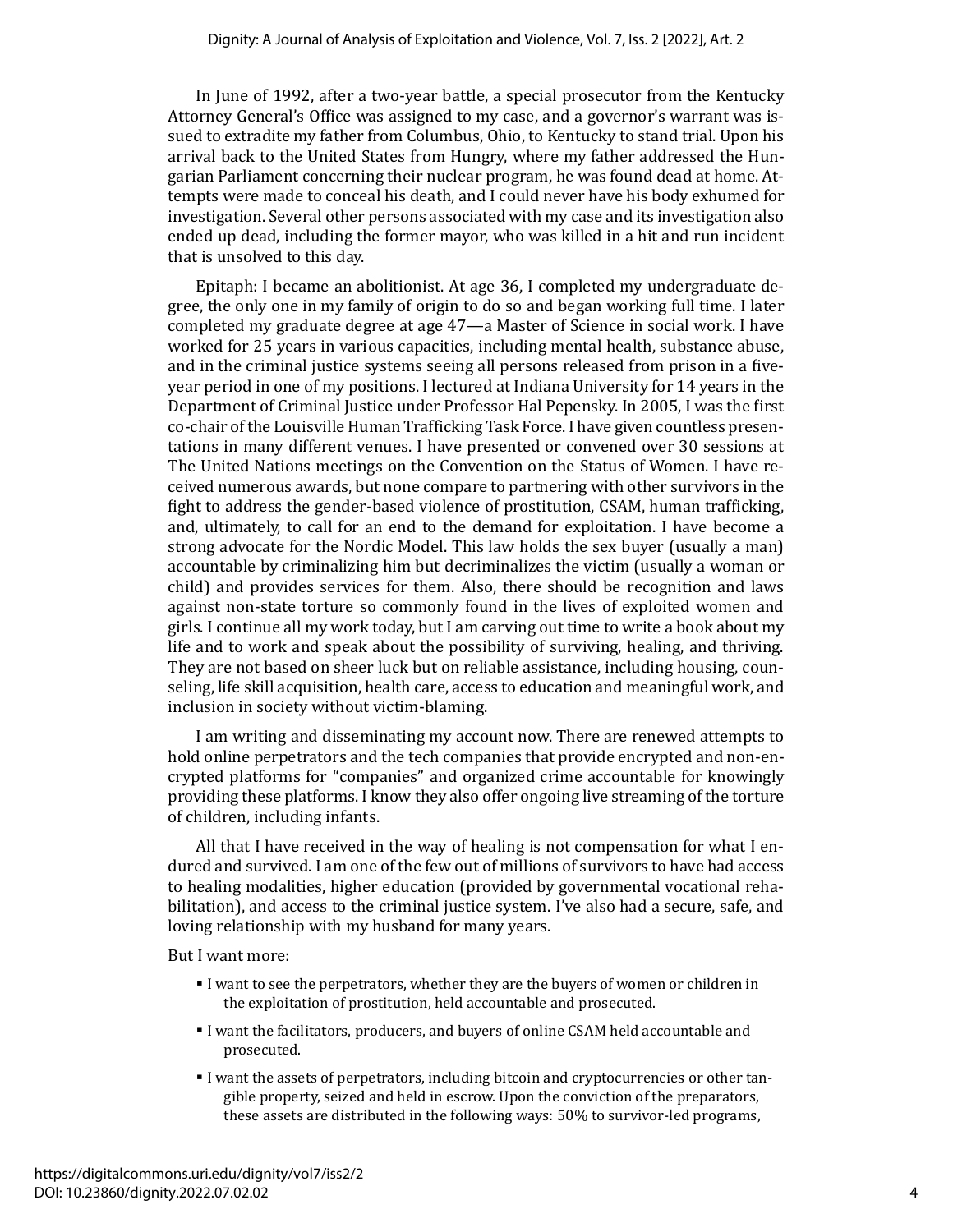In June of 1992, after a two-year battle, a special prosecutor from the Kentucky Attorney General's Office was assigned to my case, and a governor's warrant was issued to extradite my father from Columbus, Ohio, to Kentucky to stand trial. Upon his arrival back to the United States from Hungry, where my father addressed the Hungarian Parliament concerning their nuclear program, he was found dead at home. Attempts were made to conceal his death, and I could never have his body exhumed for investigation. Several other persons associated with my case and its investigation also ended up dead, including the former mayor, who was killed in a hit and run incident that is unsolved to this day.

Epitaph: I became an abolitionist. At age 36, I completed my undergraduate degree, the only one in my family of origin to do so and began working full time. I later completed my graduate degree at age 47—a Master of Science in social work. I have worked for 25 years in various capacities, including mental health, substance abuse, and in the criminal justice systems seeing all persons released from prison in a five-year period in one of my positions. I lectured at Indiana University for 14 years in the Department of Criminal Justice under Professor Hal Pepensky. In 2005, I was the first co-chair of the Louisville Human Trafficking Task Force. I have given countless presentations in many different venues. I have presented or convened over 30 sessions at The United Nations meetings on the Convention on the Status of Women. I have received numerous awards, but none compare to partnering with other survivors in the fight to address the gender-based violence of prostitution, CSAM, human trafficking, and, ultimately, to call for an end to the demand for exploitation. I have become a strong advocate for the Nordic Model. This law holds the sex buyer (usually a man) accountable by criminalizing him but decriminalizes the victim (usually a woman or child) and provides services for them. Also, there should be recognition and laws against non-state torture so commonly found in the lives of exploited women and girls. I continue all my work today, but I am carving out time to write a book about my life and to work and speak about the possibility of surviving, healing, and thriving. They are not based on sheer luck but on reliable assistance, including housing, counseling, life skill acquisition, health care, access to education and meaningful work, and inclusion in society without victim-blaming.

I am writing and disseminating my account now. There are renewed attempts to hold online perpetrators and the tech companies that provide encrypted and non-encrypted platforms for "companies" and organized crime accountable for knowingly providing these platforms. I know they also offer ongoing live streaming of the torture of children, including infants.

All that I have received in the way of healing is not compensation for what I endured and survived. I am one of the few out of millions of survivors to have had access to healing modalities, higher education (provided by governmental vocational rehabilitation), and access to the criminal justice system. I've also had a secure, safe, and loving relationship with my husband for many years.

But I want more:

- I want to see the perpetrators, whether they are the buyers of women or children in the exploitation of prostitution, held accountable and prosecuted.
- I want the facilitators, producers, and buyers of online CSAM held accountable and prosecuted.
- I want the assets of perpetrators, including bitcoin and cryptocurrencies or other tangible property, seized and held in escrow. Upon the conviction of the preparators, these assets are distributed in the following ways: 50% to survivor-led programs,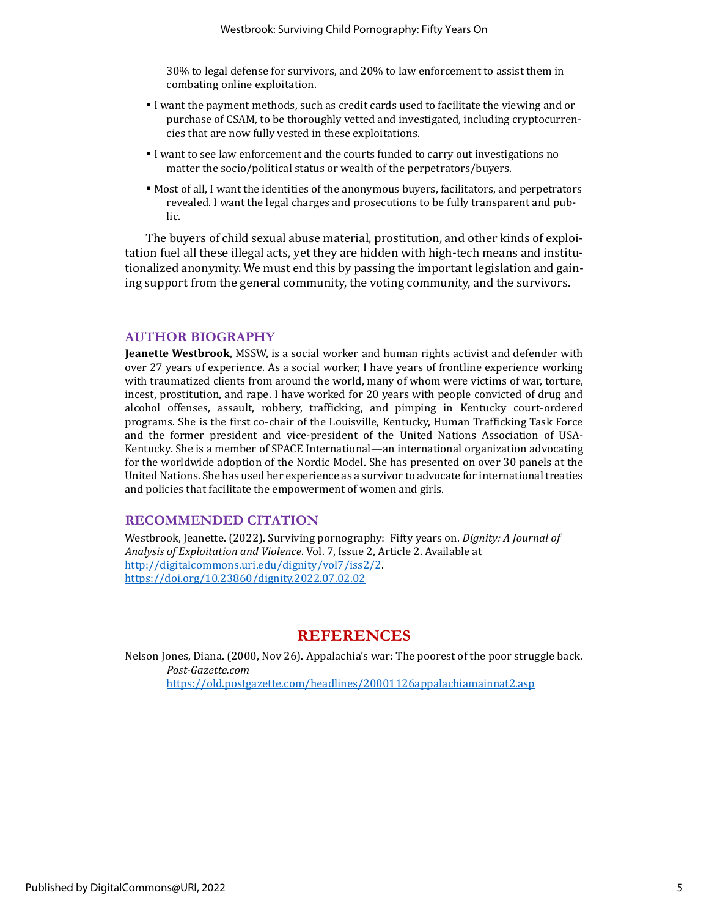30% to legal defense for survivors, and 20% to law enforcement to assist them in combating online exploitation.

- I want the payment methods, such as credit cards used to facilitate the viewing and or purchase of CSAM, to be thoroughly vetted and investigated, including cryptocurrencies that are now fully vested in these exploitations.
- I want to see law enforcement and the courts funded to carry out investigations no matter the socio/political status or wealth of the perpetrators/buyers.
- Most of all, I want the identities of the anonymous buyers, facilitators, and perpetrators revealed. I want the legal charges and prosecutions to be fully transparent and public.

The buyers of child sexual abuse material, prostitution, and other kinds of exploitation fuel all these illegal acts, yet they are hidden with high-tech means and institutionalized anonymity. We must end this by passing the important legislation and gaining support from the general community, the voting community, and the survivors.

## AUTHOR BIOGRAPHY

**Jeanette Westbrook**, MSSW, is a social worker and human rights activist and defender with over 27 years of experience. As a social worker, I have years of frontline experience working with traumatized clients from around the world, many of whom were victims of war, torture, incest, prostitution, and rape. I have worked for 20 years with people convicted of drug and alcohol offenses, assault, robbery, trafficking, and pimping in Kentucky court-ordered programs. She is the first co-chair of the Louisville, Kentucky, Human Trafficking Task Force and the former president and vice-president of the United Nations Association of USA-Kentucky. She is a member of SPACE International—an international organization advocating for the worldwide adoption of the Nordic Model. She has presented on over 30 panels at the United Nations. She has used her experience as a survivor to advocate for international treaties and policies that facilitate the empowerment of women and girls.

## RECOMMENDED CITATION

Westbrook, Jeanette. (2022). Surviving pornography: Fifty years on. *Dignity: A Journal of Analysis of Exploitation and Violence*. Vol. 7, Issue 2, Article 2. Available at http://digitalcommons.uri.edu/dignity/vol7/iss2/2. https://doi.org/10.23860/dignity.2022.07.02.02

# REFERENCES

Nelson Jones, Diana. (2000, Nov 26). Appalachia's war: The poorest of the poor struggle back. *Post-Gazette.com* https://old.postgazette.com/headlines/20001126appalachiamainnat2.asp